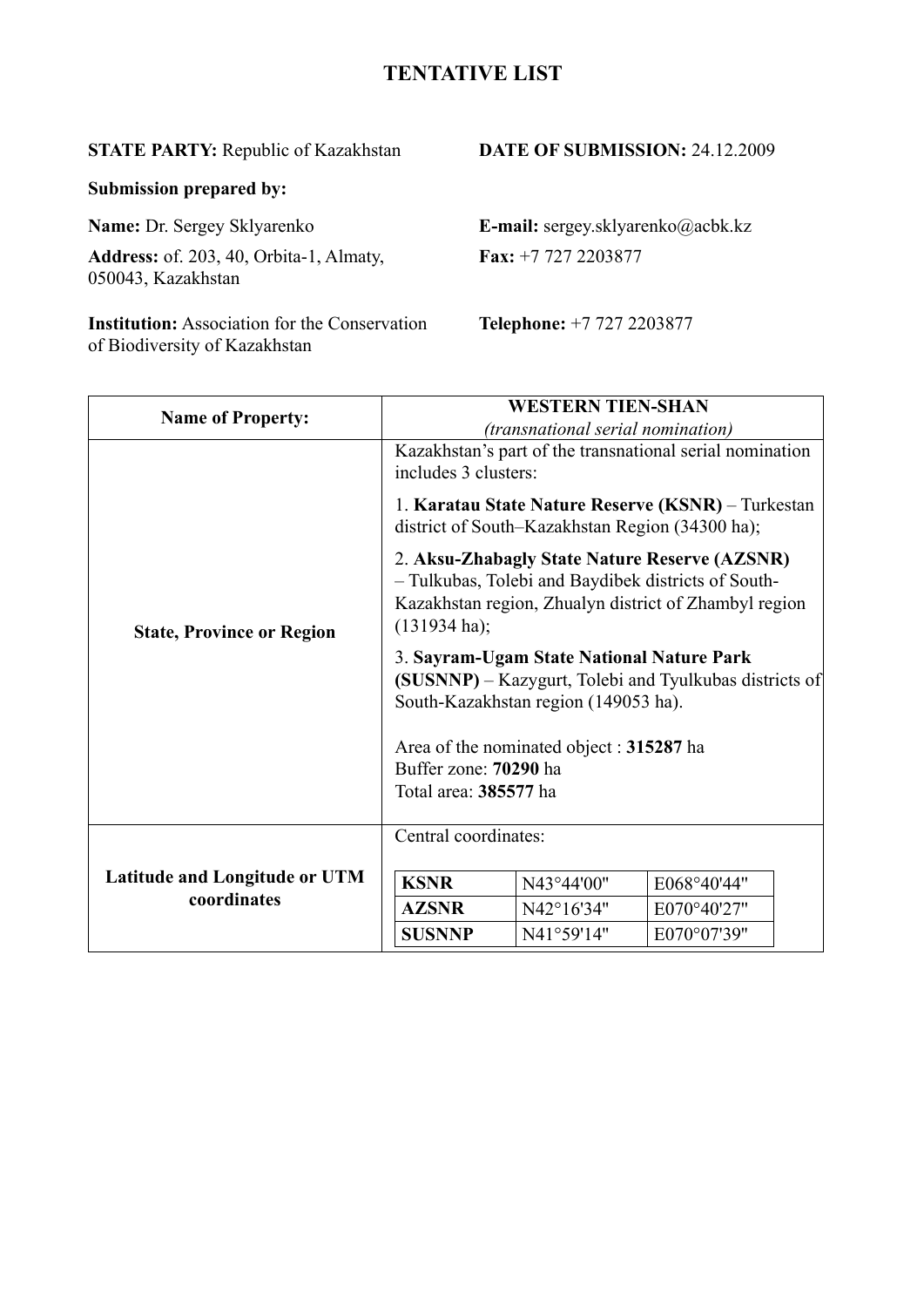# TENTATIVE LIST

**STATE PARTY:** Republic of Kazakhstan

**DATE OF SUBMISSION:** 24.12.2009

**Submission prepared by:**

**Name:** Dr. Sergey Sklyarenko

**E-mail:** sergey.sklyarenko@acbk.kz

**Address:** of. 203, 40, Orbita-1, Almaty, 050043, Kazakhstan

**Fax:** +7 727 2203877

**Institution:** Association for the Conservation of Biodiversity of Kazakhstan

**Telephone:** +7 727 2203877

| **Name of Property:** | **WESTERN TIEN-SHAN** *(transnational serial nomination)* |
|---|---|
| **State, Province or Region** | Kazakhstan's part of the transnational serial nomination includes 3 clusters:<br><br>1. **Karatau State Nature Reserve (KSNR)** – Turkestan district of South–Kazakhstan Region (34300 ha);<br><br>2. **Aksu-Zhabagly State Nature Reserve (AZSNR)** – Tulkubas, Tolebi and Baydibek districts of South-Kazakhstan region, Zhualyn district of Zhambyl region (131934 ha);<br><br>3. **Sayram-Ugam State National Nature Park (SUSNNP)** – Kazygurt, Tolebi and Tyulkubas districts of South-Kazakhstan region (149053 ha).<br><br>Area of the nominated object : **315287** ha<br>Buffer zone: **70290** ha<br>Total area: **385577** ha |
| **Latitude and Longitude or UTM coordinates** | Central coordinates:<br><br>**KSNR** N43°44'00" E068°40'44"<br>**AZSNR** N42°16'34" E070°40'27"<br>**SUSNNP** N41°59'14" E070°07'39" |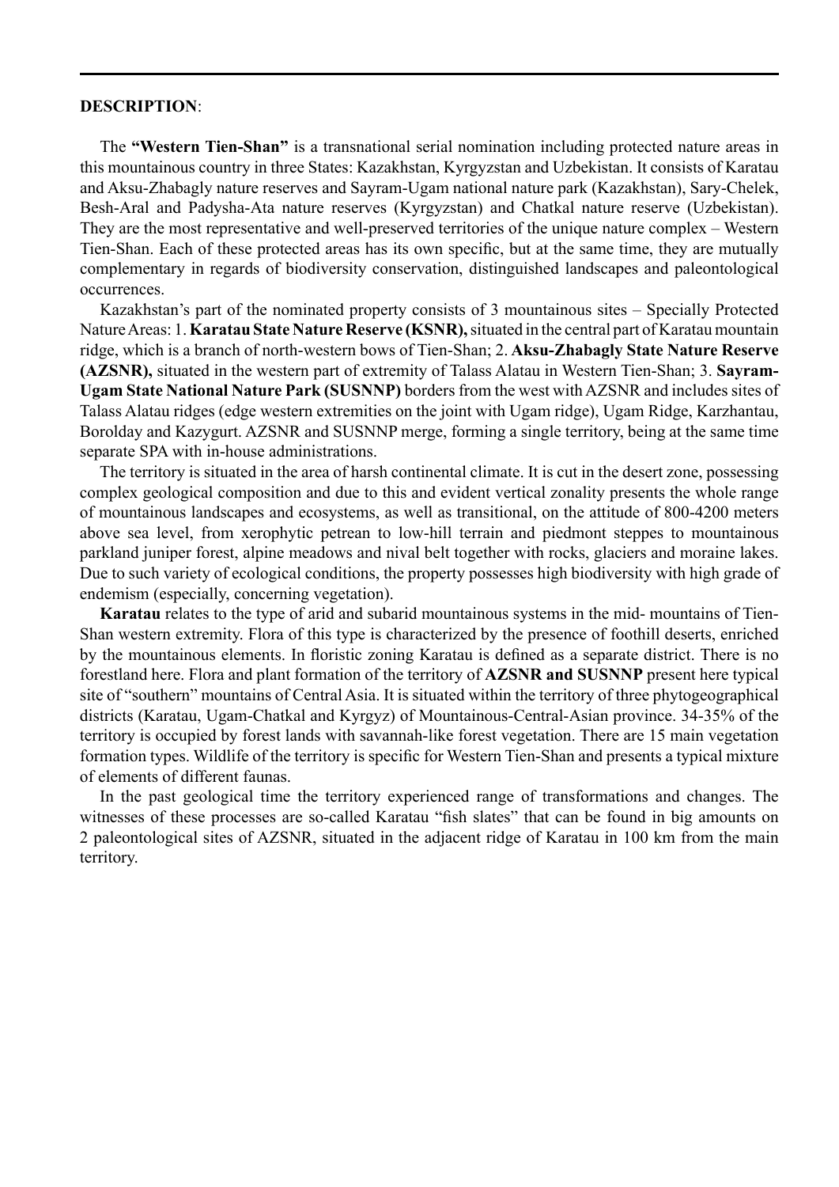**DESCRIPTION**:

The **"Western Tien-Shan"** is a transnational serial nomination including protected nature areas in this mountainous country in three States: Kazakhstan, Kyrgyzstan and Uzbekistan. It consists of Karatau and Aksu-Zhabagly nature reserves and Sayram-Ugam national nature park (Kazakhstan), Sary-Chelek, Besh-Aral and Padysha-Ata nature reserves (Kyrgyzstan) and Chatkal nature reserve (Uzbekistan). They are the most representative and well-preserved territories of the unique nature complex – Western Tien-Shan. Each of these protected areas has its own specific, but at the same time, they are mutually complementary in regards of biodiversity conservation, distinguished landscapes and paleontological occurrences.

Kazakhstan's part of the nominated property consists of 3 mountainous sites – Specially Protected Nature Areas: 1. **Karatau State Nature Reserve (KSNR),** situated in the central part of Karatau mountain ridge, which is a branch of north-western bows of Tien-Shan; 2. **Aksu-Zhabagly State Nature Reserve (AZSNR),** situated in the western part of extremity of Talass Alatau in Western Tien-Shan; 3. **Sayram-Ugam State National Nature Park (SUSNNP)** borders from the west with AZSNR and includes sites of Talass Alatau ridges (edge western extremities on the joint with Ugam ridge), Ugam Ridge, Karzhantau, Borolday and Kazygurt. AZSNR and SUSNNP merge, forming a single territory, being at the same time separate SPA with in-house administrations.

The territory is situated in the area of harsh continental climate. It is cut in the desert zone, possessing complex geological composition and due to this and evident vertical zonality presents the whole range of mountainous landscapes and ecosystems, as well as transitional, on the attitude of 800-4200 meters above sea level, from xerophytic petrean to low-hill terrain and piedmont steppes to mountainous parkland juniper forest, alpine meadows and nival belt together with rocks, glaciers and moraine lakes. Due to such variety of ecological conditions, the property possesses high biodiversity with high grade of endemism (especially, concerning vegetation).

**Karatau** relates to the type of arid and subarid mountainous systems in the mid- mountains of Tien-Shan western extremity. Flora of this type is characterized by the presence of foothill deserts, enriched by the mountainous elements. In floristic zoning Karatau is defined as a separate district. There is no forestland here. Flora and plant formation of the territory of **AZSNR and SUSNNP** present here typical site of "southern" mountains of Central Asia. It is situated within the territory of three phytogeographical districts (Karatau, Ugam-Chatkal and Kyrgyz) of Mountainous-Central-Asian province. 34-35% of the territory is occupied by forest lands with savannah-like forest vegetation. There are 15 main vegetation formation types. Wildlife of the territory is specific for Western Tien-Shan and presents a typical mixture of elements of different faunas.

In the past geological time the territory experienced range of transformations and changes. The witnesses of these processes are so-called Karatau "fish slates" that can be found in big amounts on 2 paleontological sites of AZSNR, situated in the adjacent ridge of Karatau in 100 km from the main territory.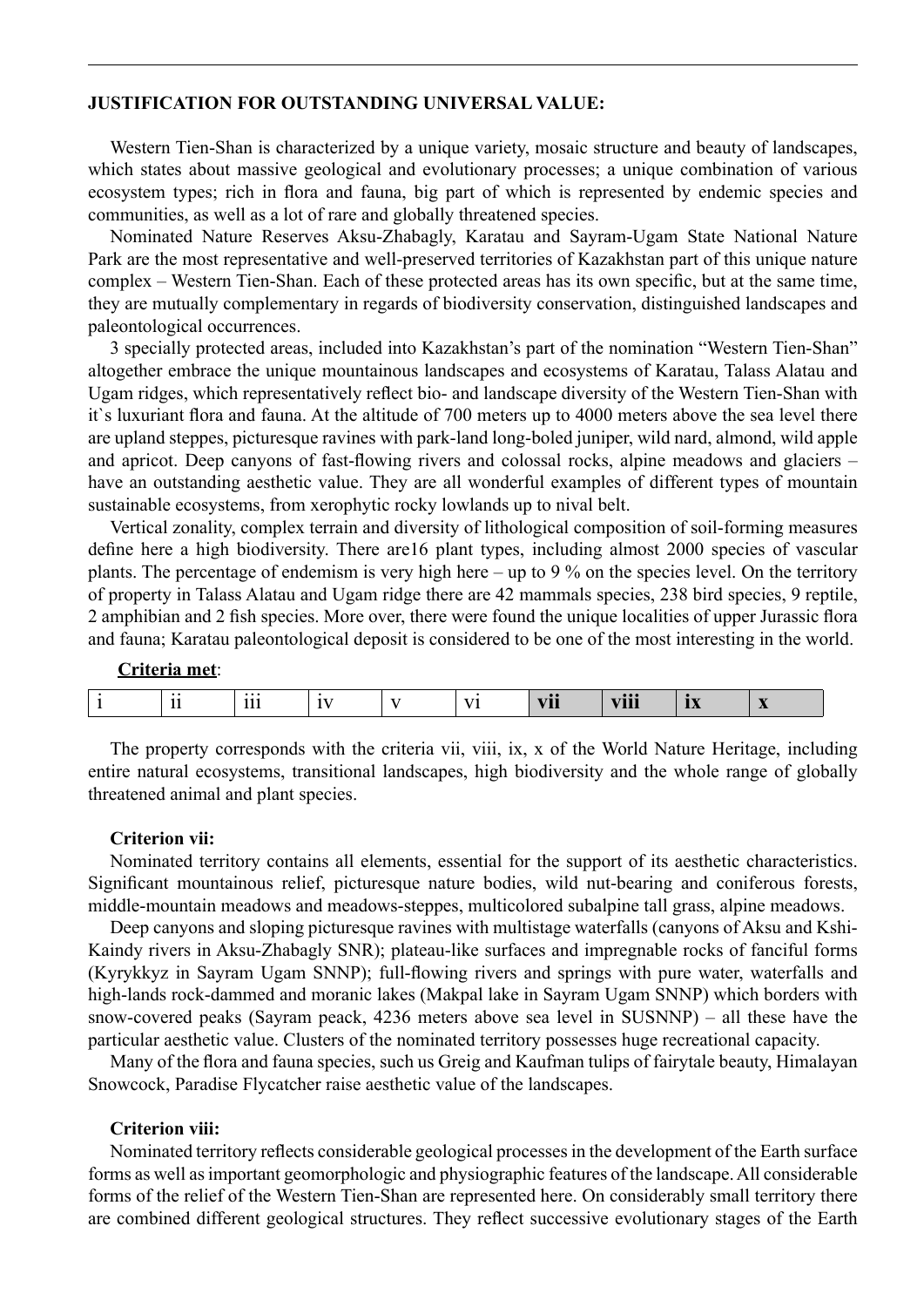**JUSTIFICATION FOR OUTSTANDING UNIVERSAL VALUE:**

Western Tien-Shan is characterized by a unique variety, mosaic structure and beauty of landscapes, which states about massive geological and evolutionary processes; a unique combination of various ecosystem types; rich in flora and fauna, big part of which is represented by endemic species and communities, as well as a lot of rare and globally threatened species.

Nominated Nature Reserves Aksu-Zhabagly, Karatau and Sayram-Ugam State National Nature Park are the most representative and well-preserved territories of Kazakhstan part of this unique nature complex – Western Tien-Shan. Each of these protected areas has its own specific, but at the same time, they are mutually complementary in regards of biodiversity conservation, distinguished landscapes and paleontological occurrences.

3 specially protected areas, included into Kazakhstan's part of the nomination "Western Tien-Shan" altogether embrace the unique mountainous landscapes and ecosystems of Karatau, Talass Alatau and Ugam ridges, which representatively reflect bio- and landscape diversity of the Western Tien-Shan with it`s luxuriant flora and fauna. At the altitude of 700 meters up to 4000 meters above the sea level there are upland steppes, picturesque ravines with park-land long-boled juniper, wild nard, almond, wild apple and apricot. Deep canyons of fast-flowing rivers and colossal rocks, alpine meadows and glaciers – have an outstanding aesthetic value. They are all wonderful examples of different types of mountain sustainable ecosystems, from xerophytic rocky lowlands up to nival belt.

Vertical zonality, complex terrain and diversity of lithological composition of soil-forming measures define here a high biodiversity. There are16 plant types, including almost 2000 species of vascular plants. The percentage of endemism is very high here – up to 9 % on the species level. On the territory of property in Talass Alatau and Ugam ridge there are 42 mammals species, 238 bird species, 9 reptile, 2 amphibian and 2 fish species. More over, there were found the unique localities of upper Jurassic flora and fauna; Karatau paleontological deposit is considered to be one of the most interesting in the world.

**Criteria met**:

| i | ii | iii | iv | v | vi | **vii** | **viii** | **ix** | **x** |
|---|---|---|---|---|---|---|---|---|---|

The property corresponds with the criteria vii, viii, ix, x of the World Nature Heritage, including entire natural ecosystems, transitional landscapes, high biodiversity and the whole range of globally threatened animal and plant species.

**Criterion vii:**

Nominated territory contains all elements, essential for the support of its aesthetic characteristics. Significant mountainous relief, picturesque nature bodies, wild nut-bearing and coniferous forests, middle-mountain meadows and meadows-steppes, multicolored subalpine tall grass, alpine meadows.

Deep canyons and sloping picturesque ravines with multistage waterfalls (canyons of Aksu and Kshi-Kaindy rivers in Aksu-Zhabagly SNR); plateau-like surfaces and impregnable rocks of fanciful forms (Kyrykkyz in Sayram Ugam SNNP); full-flowing rivers and springs with pure water, waterfalls and high-lands rock-dammed and moranic lakes (Makpal lake in Sayram Ugam SNNP) which borders with snow-covered peaks (Sayram peack, 4236 meters above sea level in SUSNNP) – all these have the particular aesthetic value. Clusters of the nominated territory possesses huge recreational capacity.

Many of the flora and fauna species, such us Greig and Kaufman tulips of fairytale beauty, Himalayan Snowcock, Paradise Flycatcher raise aesthetic value of the landscapes.

**Criterion viii:**

Nominated territory reflects considerable geological processes in the development of the Earth surface forms as well as important geomorphologic and physiographic features of the landscape. All considerable forms of the relief of the Western Tien-Shan are represented here. On considerably small territory there are combined different geological structures. They reflect successive evolutionary stages of the Earth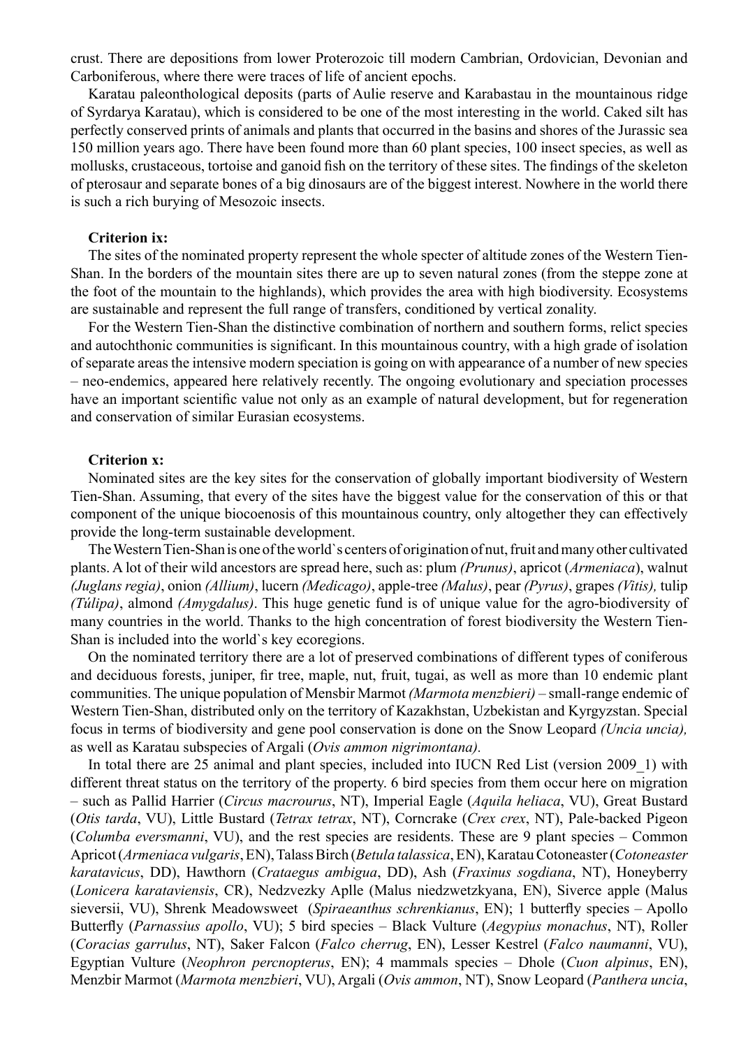crust. There are depositions from lower Proterozoic till modern Cambrian, Ordovician, Devonian and Carboniferous, where there were traces of life of ancient epochs.

Karatau paleonthological deposits (parts of Aulie reserve and Karabastau in the mountainous ridge of Syrdarya Karatau), which is considered to be one of the most interesting in the world. Caked silt has perfectly conserved prints of animals and plants that occurred in the basins and shores of the Jurassic sea 150 million years ago. There have been found more than 60 plant species, 100 insect species, as well as mollusks, crustaceous, tortoise and ganoid fish on the territory of these sites. The findings of the skeleton of pterosaur and separate bones of a big dinosaurs are of the biggest interest. Nowhere in the world there is such a rich burying of Mesozoic insects.

**Criterion ix:**

The sites of the nominated property represent the whole specter of altitude zones of the Western Tien-Shan. In the borders of the mountain sites there are up to seven natural zones (from the steppe zone at the foot of the mountain to the highlands), which provides the area with high biodiversity. Ecosystems are sustainable and represent the full range of transfers, conditioned by vertical zonality.

For the Western Tien-Shan the distinctive combination of northern and southern forms, relict species and autochthonic communities is significant. In this mountainous country, with a high grade of isolation of separate areas the intensive modern speciation is going on with appearance of a number of new species – neo-endemics, appeared here relatively recently. The ongoing evolutionary and speciation processes have an important scientific value not only as an example of natural development, but for regeneration and conservation of similar Eurasian ecosystems.

**Criterion x:**

Nominated sites are the key sites for the conservation of globally important biodiversity of Western Tien-Shan. Assuming, that every of the sites have the biggest value for the conservation of this or that component of the unique biocoenosis of this mountainous country, only altogether they can effectively provide the long-term sustainable development.

The Western Tien-Shan is one of the world`s centers of origination of nut, fruit and many other cultivated plants. A lot of their wild ancestors are spread here, such as: plum *(Prunus)*, apricot (*Armeniaca*), walnut *(Juglans regia)*, onion *(Allium)*, lucern *(Medicago)*, apple-tree *(Malus)*, pear *(Pyrus)*, grapes *(Vitis),* tulip *(Túlipa)*, almond *(Amygdalus)*. This huge genetic fund is of unique value for the agro-biodiversity of many countries in the world. Thanks to the high concentration of forest biodiversity the Western Tien-Shan is included into the world`s key ecoregions.

On the nominated territory there are a lot of preserved combinations of different types of coniferous and deciduous forests, juniper, fir tree, maple, nut, fruit, tugai, as well as more than 10 endemic plant communities. The unique population of Mensbir Marmot *(Marmota menzbieri)* – small-range endemic of Western Tien-Shan, distributed only on the territory of Kazakhstan, Uzbekistan and Kyrgyzstan. Special focus in terms of biodiversity and gene pool conservation is done on the Snow Leopard *(Uncia uncia),* as well as Karatau subspecies of Argali (*Ovis ammon nigrimontana).*

In total there are 25 animal and plant species, included into IUCN Red List (version 2009_1) with different threat status on the territory of the property. 6 bird species from them occur here on migration – such as Pallid Harrier (*Circus macrourus*, NT), Imperial Eagle (*Aquila heliaca*, VU), Great Bustard (*Otis tarda*, VU), Little Bustard (*Tetrax tetrax*, NT), Corncrake (*Crex crex*, NT), Pale-backed Pigeon (*Columba eversmanni*, VU), and the rest species are residents. These are 9 plant species – Common Apricot (*Armeniaca vulgaris*, EN), Talass Birch (*Betula talassica*, EN), Karatau Cotoneaster (*Cotoneaster karatavicus*, DD), Hawthorn (*Crataegus ambigua*, DD), Ash (*Fraxinus sogdiana*, NT), Honeyberry (*Lonicera karataviensis*, CR), Nedzvezky Aplle (Malus niedzwetzkyana, EN), Siverce apple (Malus sieversii, VU), Shrenk Meadowsweet (*Spiraeanthus schrenkianus*, EN); 1 butterfly species – Apollo Butterfly (*Parnassius apollo*, VU); 5 bird species – Black Vulture (*Aegypius monachus*, NT), Roller (*Coracias garrulus*, NT), Saker Falcon (*Falco cherrug*, EN), Lesser Kestrel (*Falco naumanni*, VU), Egyptian Vulture (*Neophron percnopterus*, EN); 4 mammals species – Dhole (*Cuon alpinus*, EN), Menzbir Marmot (*Marmota menzbieri*, VU), Argali (*Ovis ammon*, NT), Snow Leopard (*Panthera uncia*,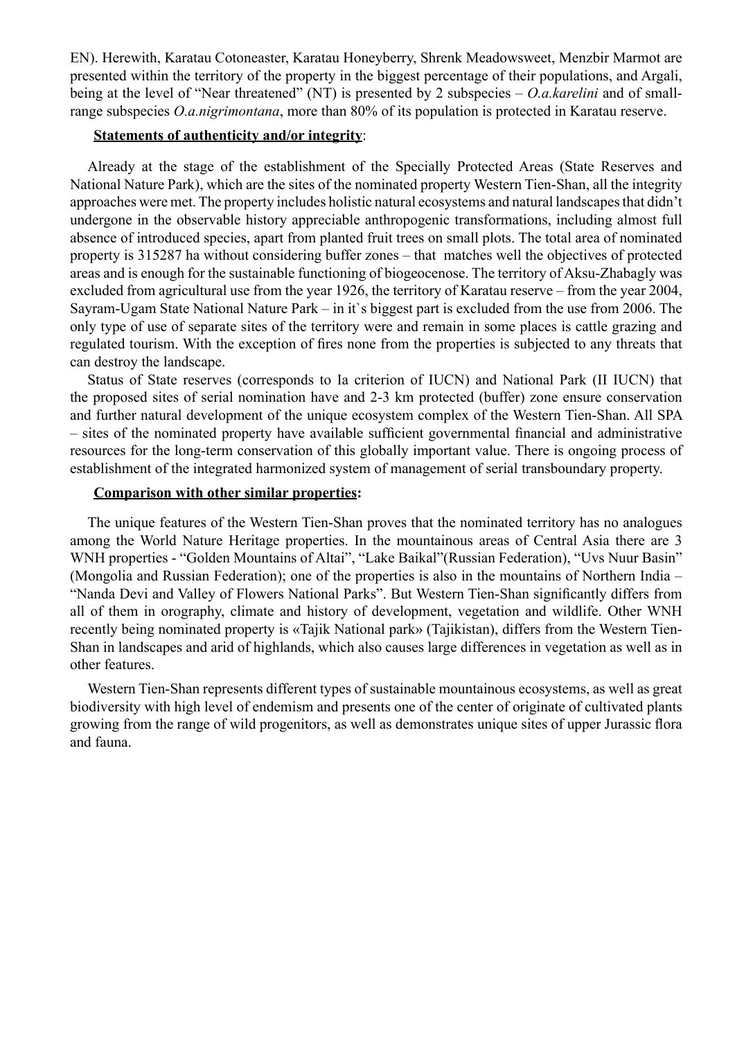EN). Herewith, Karatau Cotoneaster, Karatau Honeyberry, Shrenk Meadowsweet, Menzbir Marmot are presented within the territory of the property in the biggest percentage of their populations, and Argali, being at the level of "Near threatened" (NT) is presented by 2 subspecies – *O.a.karelini* and of small-range subspecies *O.a.nigrimontana*, more than 80% of its population is protected in Karatau reserve.

**Statements of authenticity and/or integrity**:

Already at the stage of the establishment of the Specially Protected Areas (State Reserves and National Nature Park), which are the sites of the nominated property Western Tien-Shan, all the integrity approaches were met. The property includes holistic natural ecosystems and natural landscapes that didn't undergone in the observable history appreciable anthropogenic transformations, including almost full absence of introduced species, apart from planted fruit trees on small plots. The total area of nominated property is 315287 ha without considering buffer zones – that matches well the objectives of protected areas and is enough for the sustainable functioning of biogeocenose. The territory of Aksu-Zhabagly was excluded from agricultural use from the year 1926, the territory of Karatau reserve – from the year 2004, Sayram-Ugam State National Nature Park – in it`s biggest part is excluded from the use from 2006. The only type of use of separate sites of the territory were and remain in some places is cattle grazing and regulated tourism. With the exception of fires none from the properties is subjected to any threats that can destroy the landscape.

Status of State reserves (corresponds to Ia criterion of IUCN) and National Park (II IUCN) that the proposed sites of serial nomination have and 2-3 km protected (buffer) zone ensure conservation and further natural development of the unique ecosystem complex of the Western Tien-Shan. All SPA – sites of the nominated property have available sufficient governmental financial and administrative resources for the long-term conservation of this globally important value. There is ongoing process of establishment of the integrated harmonized system of management of serial transboundary property.

**Comparison with other similar properties:**

The unique features of the Western Tien-Shan proves that the nominated territory has no analogues among the World Nature Heritage properties. In the mountainous areas of Central Asia there are 3 WNH properties - "Golden Mountains of Altai", "Lake Baikal"(Russian Federation), "Uvs Nuur Basin" (Mongolia and Russian Federation); one of the properties is also in the mountains of Northern India – "Nanda Devi and Valley of Flowers National Parks". But Western Tien-Shan significantly differs from all of them in orography, climate and history of development, vegetation and wildlife. Other WNH recently being nominated property is «Tajik National park» (Tajikistan), differs from the Western Tien-Shan in landscapes and arid of highlands, which also causes large differences in vegetation as well as in other features.

Western Tien-Shan represents different types of sustainable mountainous ecosystems, as well as great biodiversity with high level of endemism and presents one of the center of originate of cultivated plants growing from the range of wild progenitors, as well as demonstrates unique sites of upper Jurassic flora and fauna.